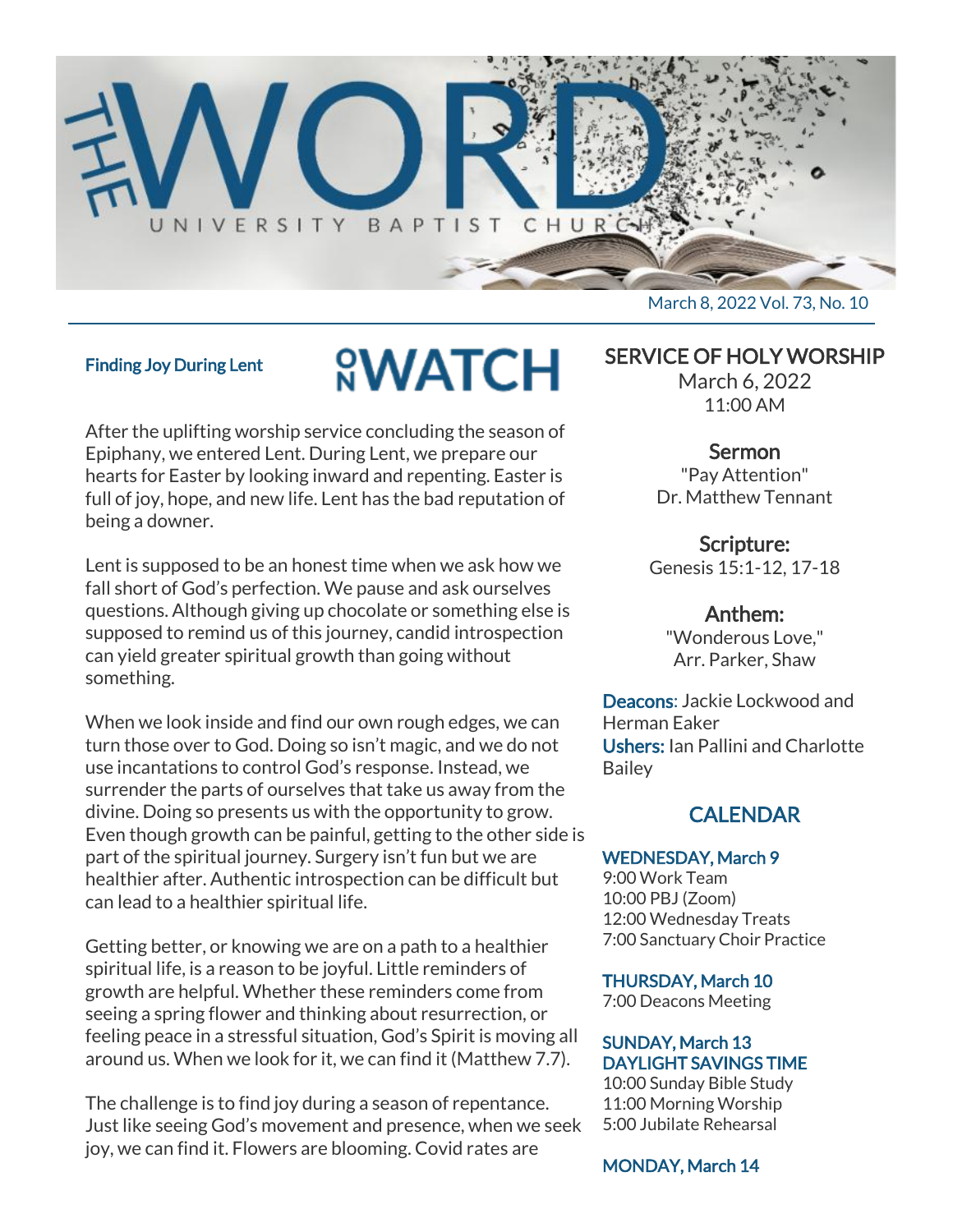# THE WORD

UNIVERSITY BAPTIST CHURCH

March 8, 2022 Vol. 73, No. 10

## ON WATCH

### Finding Joy During Lent

After the uplifting worship service concluding the season of Epiphany, we entered Lent. During Lent, we prepare our hearts for Easter by looking inward and repenting. Easter is full of joy, hope, and new life. Lent has the bad reputation of being a downer.

Lent is supposed to be an honest time when we ask how we fall short of God's perfection. We pause and ask ourselves questions. Although giving up chocolate or something else is supposed to remind us of this journey, candid introspection can yield greater spiritual growth than going without something.

When we look inside and find our own rough edges, we can turn those over to God. Doing so isn't magic, and we do not use incantations to control God's response. Instead, we surrender the parts of ourselves that take us away from the divine. Doing so presents us with the opportunity to grow. Even though growth can be painful, getting to the other side is part of the spiritual journey. Surgery isn't fun but we are healthier after. Authentic introspection can be difficult but can lead to a healthier spiritual life.

Getting better, or knowing we are on a path to a healthier spiritual life, is a reason to be joyful. Little reminders of growth are helpful. Whether these reminders come from seeing a spring flower and thinking about resurrection, or feeling peace in a stressful situation, God's Spirit is moving all around us. When we look for it, we can find it (Matthew 7.7).

The challenge is to find joy during a season of repentance. Just like seeing God's movement and presence, when we seek joy, we can find it. Flowers are blooming. Covid rates are

## SERVICE OF HOLY WORSHIP

March 6, 2022
11:00 AM

**Sermon**
"Pay Attention"
Dr. Matthew Tennant

**Scripture:**
Genesis 15:1-12, 17-18

**Anthem:**
"Wonderous Love,"
Arr. Parker, Shaw

**Deacons**: Jackie Lockwood and Herman Eaker
**Ushers:** Ian Pallini and Charlotte Bailey

## CALENDAR

**WEDNESDAY, March 9**
9:00 Work Team
10:00 PBJ (Zoom)
12:00 Wednesday Treats
7:00 Sanctuary Choir Practice

**THURSDAY, March 10**
7:00 Deacons Meeting

**SUNDAY, March 13**
**DAYLIGHT SAVINGS TIME**
10:00 Sunday Bible Study
11:00 Morning Worship
5:00 Jubilate Rehearsal

**MONDAY, March 14**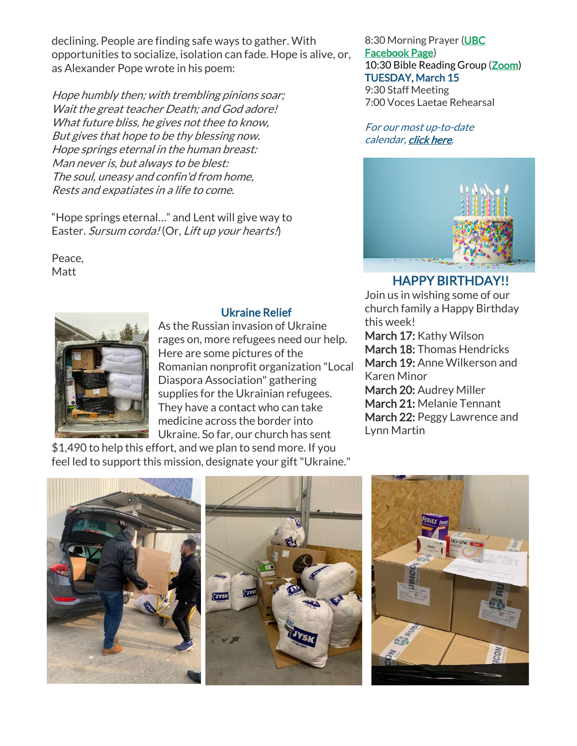declining. People are finding safe ways to gather. With opportunities to socialize, isolation can fade. Hope is alive, or, as Alexander Pope wrote in his poem:

*Hope humbly then; with trembling pinions soar;*
*Wait the great teacher Death; and God adore!*
*What future bliss, he gives not thee to know,*
*But gives that hope to be thy blessing now.*
*Hope springs eternal in the human breast:*
*Man never is, but always to be blest:*
*The soul, uneasy and confin'd from home,*
*Rests and expatiates in a life to come.*

"Hope springs eternal..." and Lent will give way to Easter. *Sursum corda!* (Or, *Lift up your hearts!*)

Peace,
Matt

## Ukraine Relief

As the Russian invasion of Ukraine rages on, more refugees need our help. Here are some pictures of the Romanian nonprofit organization "Local Diaspora Association" gathering supplies for the Ukrainian refugees. They have a contact who can take medicine across the border into Ukraine. So far, our church has sent $1,490 to help this effort, and we plan to send more. If you feel led to support this mission, designate your gift "Ukraine."

8:30 Morning Prayer (UBC Facebook Page)
10:30 Bible Reading Group (Zoom)

**TUESDAY, March 15**
9:30 Staff Meeting
7:00 Voces Laetae Rehearsal

*For our most up-to-date calendar, **click here**.*

## HAPPY BIRTHDAY!!

Join us in wishing some of our church family a Happy Birthday this week!

**March 17:** Kathy Wilson
**March 18:** Thomas Hendricks
**March 19:** Anne Wilkerson and Karen Minor
**March 20:** Audrey Miller
**March 21:** Melanie Tennant
**March 22:** Peggy Lawrence and Lynn Martin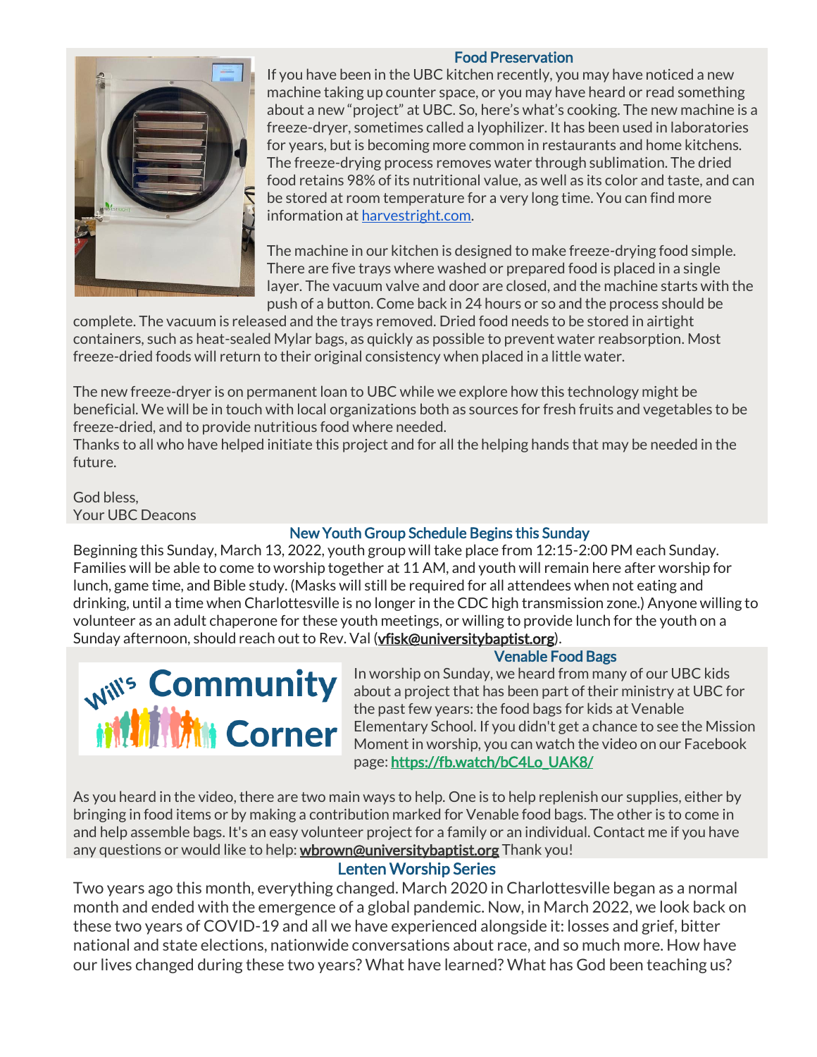## Food Preservation

If you have been in the UBC kitchen recently, you may have noticed a new machine taking up counter space, or you may have heard or read something about a new "project" at UBC. So, here's what's cooking. The new machine is a freeze-dryer, sometimes called a lyophilizer. It has been used in laboratories for years, but is becoming more common in restaurants and home kitchens. The freeze-drying process removes water through sublimation. The dried food retains 98% of its nutritional value, as well as its color and taste, and can be stored at room temperature for a very long time. You can find more information at [harvestright.com](harvestright.com).

The machine in our kitchen is designed to make freeze-drying food simple. There are five trays where washed or prepared food is placed in a single layer. The vacuum valve and door are closed, and the machine starts with the push of a button. Come back in 24 hours or so and the process should be complete. The vacuum is released and the trays removed. Dried food needs to be stored in airtight containers, such as heat-sealed Mylar bags, as quickly as possible to prevent water reabsorption. Most freeze-dried foods will return to their original consistency when placed in a little water.

The new freeze-dryer is on permanent loan to UBC while we explore how this technology might be beneficial. We will be in touch with local organizations both as sources for fresh fruits and vegetables to be freeze-dried, and to provide nutritious food where needed.
Thanks to all who have helped initiate this project and for all the helping hands that may be needed in the future.

God bless,
Your UBC Deacons

## New Youth Group Schedule Begins this Sunday

Beginning this Sunday, March 13, 2022, youth group will take place from 12:15-2:00 PM each Sunday. Families will be able to come to worship together at 11 AM, and youth will remain here after worship for lunch, game time, and Bible study. (Masks will still be required for all attendees when not eating and drinking, until a time when Charlottesville is no longer in the CDC high transmission zone.) Anyone willing to volunteer as an adult chaperone for these youth meetings, or willing to provide lunch for the youth on a Sunday afternoon, should reach out to Rev. Val (**vfisk@universitybaptist.org**).

## Will's Community Corner

### Venable Food Bags

In worship on Sunday, we heard from many of our UBC kids about a project that has been part of their ministry at UBC for the past few years: the food bags for kids at Venable Elementary School. If you didn't get a chance to see the Mission Moment in worship, you can watch the video on our Facebook page: **https://fb.watch/bC4Lo_UAK8/**

As you heard in the video, there are two main ways to help. One is to help replenish our supplies, either by bringing in food items or by making a contribution marked for Venable food bags. The other is to come in and help assemble bags. It's an easy volunteer project for a family or an individual. Contact me if you have any questions or would like to help: **wbrown@universitybaptist.org** Thank you!

## Lenten Worship Series

Two years ago this month, everything changed. March 2020 in Charlottesville began as a normal month and ended with the emergence of a global pandemic. Now, in March 2022, we look back on these two years of COVID-19 and all we have experienced alongside it: losses and grief, bitter national and state elections, nationwide conversations about race, and so much more. How have our lives changed during these two years? What have learned? What has God been teaching us?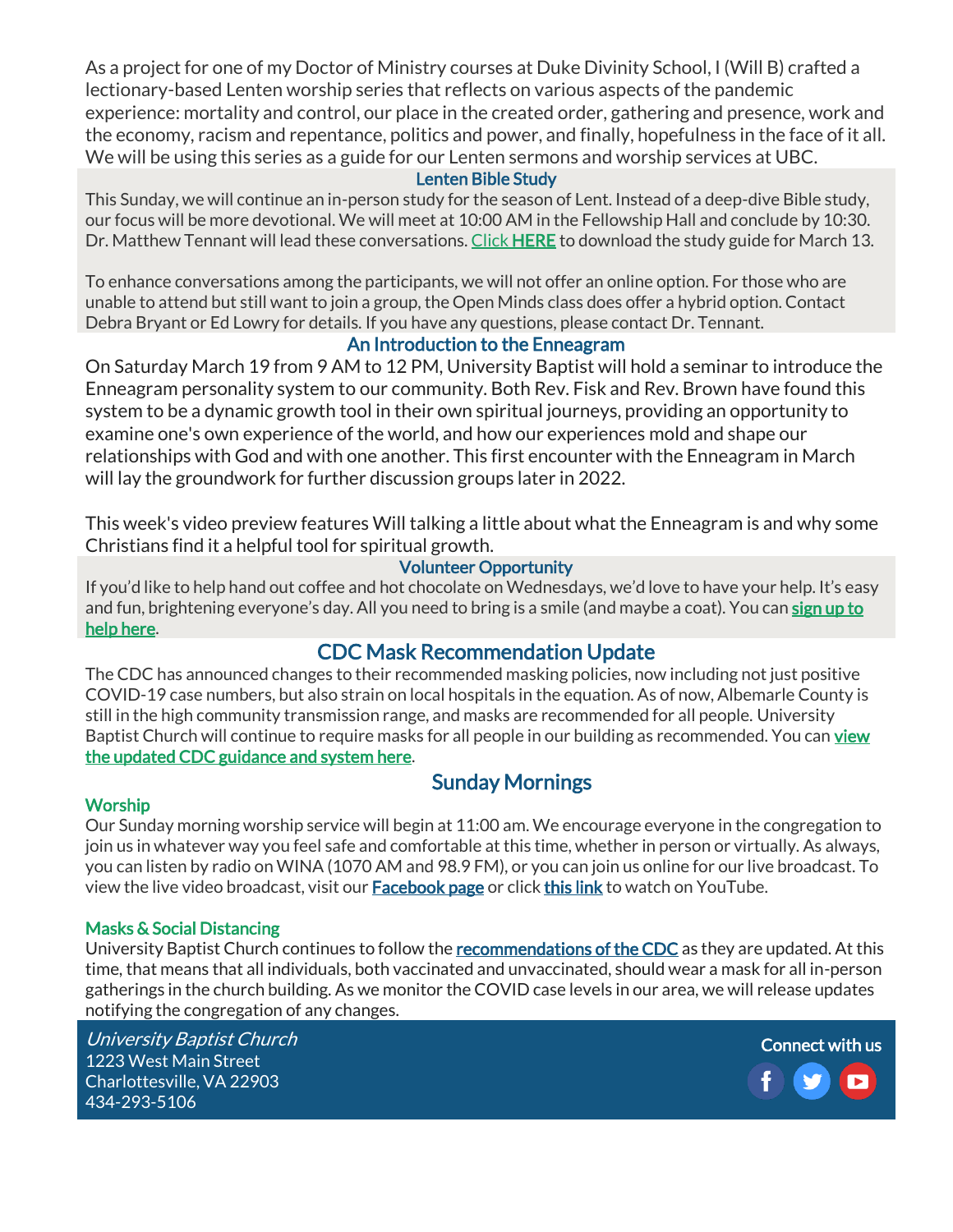As a project for one of my Doctor of Ministry courses at Duke Divinity School, I (Will B) crafted a lectionary-based Lenten worship series that reflects on various aspects of the pandemic experience: mortality and control, our place in the created order, gathering and presence, work and the economy, racism and repentance, politics and power, and finally, hopefulness in the face of it all. We will be using this series as a guide for our Lenten sermons and worship services at UBC.

### Lenten Bible Study

This Sunday, we will continue an in-person study for the season of Lent. Instead of a deep-dive Bible study, our focus will be more devotional. We will meet at 10:00 AM in the Fellowship Hall and conclude by 10:30. Dr. Matthew Tennant will lead these conversations. Click **HERE** to download the study guide for March 13.

To enhance conversations among the participants, we will not offer an online option. For those who are unable to attend but still want to join a group, the Open Minds class does offer a hybrid option. Contact Debra Bryant or Ed Lowry for details. If you have any questions, please contact Dr. Tennant.

### An Introduction to the Enneagram

On Saturday March 19 from 9 AM to 12 PM, University Baptist will hold a seminar to introduce the Enneagram personality system to our community. Both Rev. Fisk and Rev. Brown have found this system to be a dynamic growth tool in their own spiritual journeys, providing an opportunity to examine one's own experience of the world, and how our experiences mold and shape our relationships with God and with one another. This first encounter with the Enneagram in March will lay the groundwork for further discussion groups later in 2022.

This week's video preview features Will talking a little about what the Enneagram is and why some Christians find it a helpful tool for spiritual growth.

### Volunteer Opportunity

If you'd like to help hand out coffee and hot chocolate on Wednesdays, we'd love to have your help. It's easy and fun, brightening everyone's day. All you need to bring is a smile (and maybe a coat). You can **sign up to help here**.

## CDC Mask Recommendation Update

The CDC has announced changes to their recommended masking policies, now including not just positive COVID-19 case numbers, but also strain on local hospitals in the equation. As of now, Albemarle County is still in the high community transmission range, and masks are recommended for all people. University Baptist Church will continue to require masks for all people in our building as recommended. You can **view the updated CDC guidance and system here**.

## Sunday Mornings

### Worship

Our Sunday morning worship service will begin at 11:00 am. We encourage everyone in the congregation to join us in whatever way you feel safe and comfortable at this time, whether in person or virtually. As always, you can listen by radio on WINA (1070 AM and 98.9 FM), or you can join us online for our live broadcast. To view the live video broadcast, visit our **Facebook page** or click **this link** to watch on YouTube.

### Masks & Social Distancing

University Baptist Church continues to follow the **recommendations of the CDC** as they are updated. At this time, that means that all individuals, both vaccinated and unvaccinated, should wear a mask for all in-person gatherings in the church building. As we monitor the COVID case levels in our area, we will release updates notifying the congregation of any changes.

*University Baptist Church*
1223 West Main Street
Charlottesville, VA 22903
434-293-5106

Connect with us